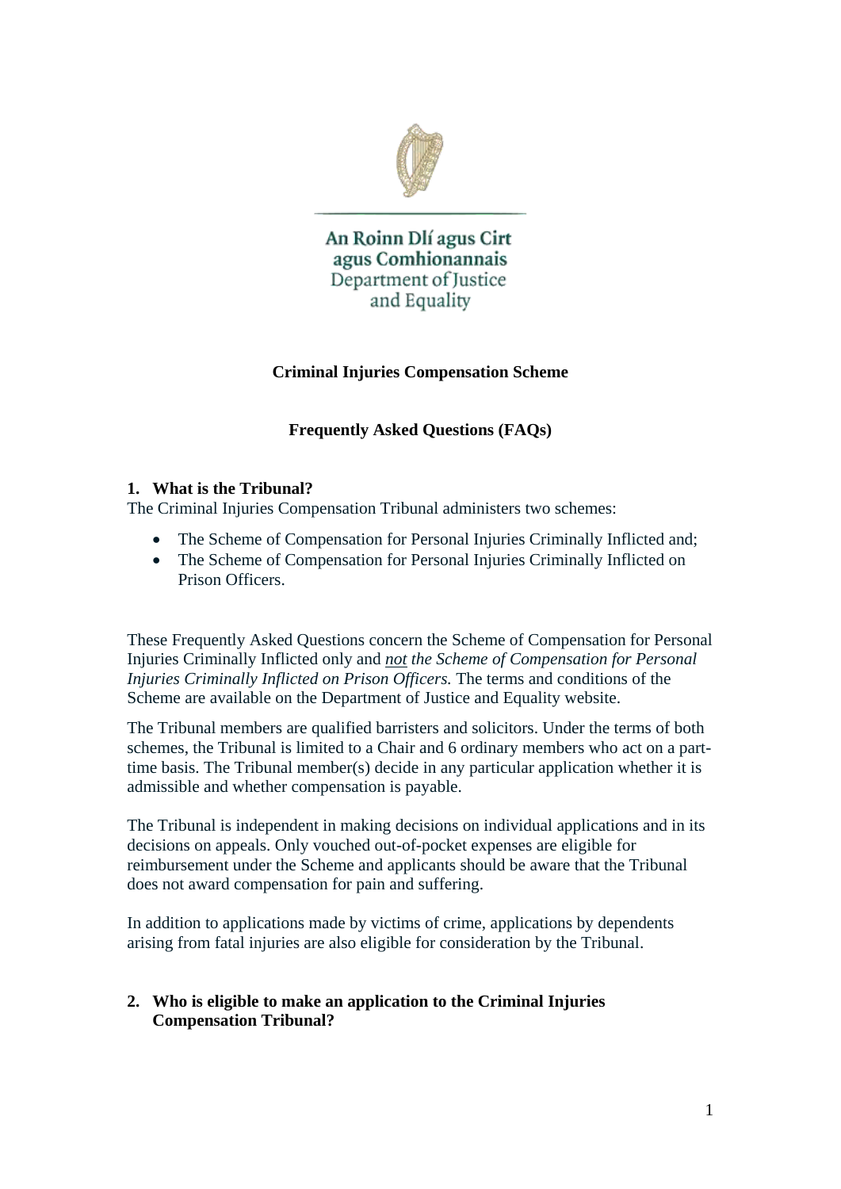An Roinn Dlí agus Cirt agus Comhionannais
Department of Justice and Equality

**Criminal Injuries Compensation Scheme**

**Frequently Asked Questions (FAQs)**

## 1. What is the Tribunal?

The Criminal Injuries Compensation Tribunal administers two schemes:

- The Scheme of Compensation for Personal Injuries Criminally Inflicted and;
- The Scheme of Compensation for Personal Injuries Criminally Inflicted on Prison Officers.

These Frequently Asked Questions concern the Scheme of Compensation for Personal Injuries Criminally Inflicted only and *not the Scheme of Compensation for Personal Injuries Criminally Inflicted on Prison Officers.* The terms and conditions of the Scheme are available on the Department of Justice and Equality website.

The Tribunal members are qualified barristers and solicitors. Under the terms of both schemes, the Tribunal is limited to a Chair and 6 ordinary members who act on a part-time basis. The Tribunal member(s) decide in any particular application whether it is admissible and whether compensation is payable.

The Tribunal is independent in making decisions on individual applications and in its decisions on appeals. Only vouched out-of-pocket expenses are eligible for reimbursement under the Scheme and applicants should be aware that the Tribunal does not award compensation for pain and suffering.

In addition to applications made by victims of crime, applications by dependents arising from fatal injuries are also eligible for consideration by the Tribunal.

## 2. Who is eligible to make an application to the Criminal Injuries Compensation Tribunal?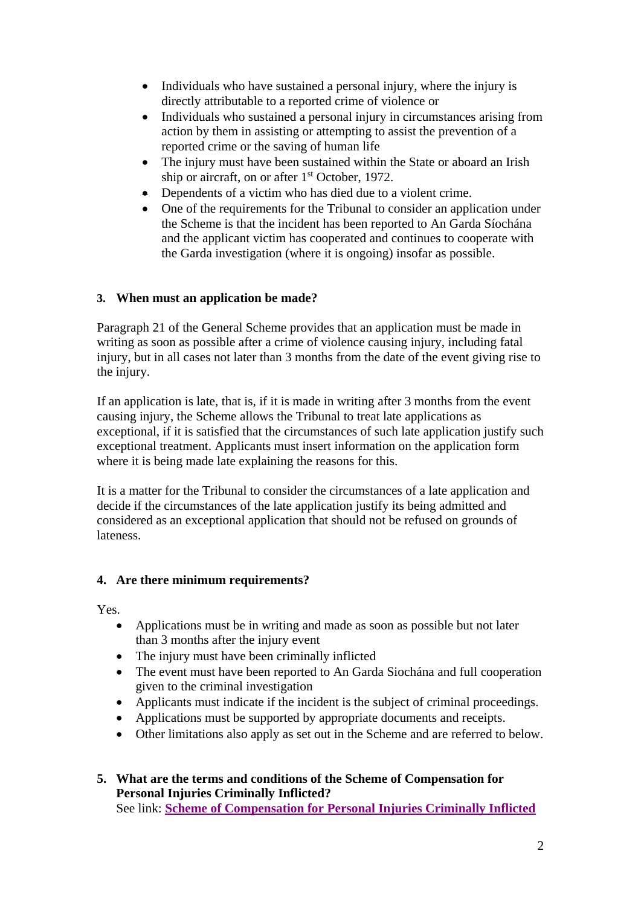- Individuals who have sustained a personal injury, where the injury is directly attributable to a reported crime of violence or
- Individuals who sustained a personal injury in circumstances arising from action by them in assisting or attempting to assist the prevention of a reported crime or the saving of human life
- The injury must have been sustained within the State or aboard an Irish ship or aircraft, on or after 1st October, 1972.
- Dependents of a victim who has died due to a violent crime.
- One of the requirements for the Tribunal to consider an application under the Scheme is that the incident has been reported to An Garda Síochána and the applicant victim has cooperated and continues to cooperate with the Garda investigation (where it is ongoing) insofar as possible.

### 3. When must an application be made?

Paragraph 21 of the General Scheme provides that an application must be made in writing as soon as possible after a crime of violence causing injury, including fatal injury, but in all cases not later than 3 months from the date of the event giving rise to the injury.

If an application is late, that is, if it is made in writing after 3 months from the event causing injury, the Scheme allows the Tribunal to treat late applications as exceptional, if it is satisfied that the circumstances of such late application justify such exceptional treatment. Applicants must insert information on the application form where it is being made late explaining the reasons for this.

It is a matter for the Tribunal to consider the circumstances of a late application and decide if the circumstances of the late application justify its being admitted and considered as an exceptional application that should not be refused on grounds of lateness.

### 4. Are there minimum requirements?

Yes.

- Applications must be in writing and made as soon as possible but not later than 3 months after the injury event
- The injury must have been criminally inflicted
- The event must have been reported to An Garda Siochána and full cooperation given to the criminal investigation
- Applicants must indicate if the incident is the subject of criminal proceedings.
- Applications must be supported by appropriate documents and receipts.
- Other limitations also apply as set out in the Scheme and are referred to below.

### 5. What are the terms and conditions of the Scheme of Compensation for Personal Injuries Criminally Inflicted?

See link: **Scheme of Compensation for Personal Injuries Criminally Inflicted**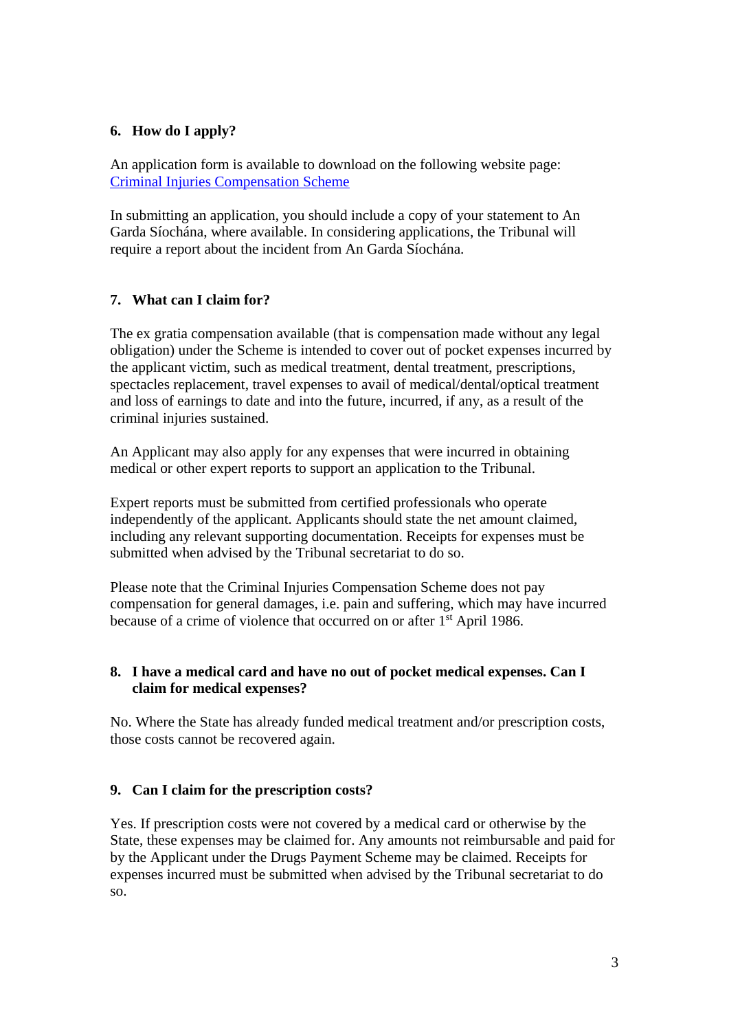### 6. How do I apply?

An application form is available to download on the following website page: [Criminal Injuries Compensation Scheme]()

In submitting an application, you should include a copy of your statement to An Garda Síochána, where available. In considering applications, the Tribunal will require a report about the incident from An Garda Síochána.

### 7. What can I claim for?

The ex gratia compensation available (that is compensation made without any legal obligation) under the Scheme is intended to cover out of pocket expenses incurred by the applicant victim, such as medical treatment, dental treatment, prescriptions, spectacles replacement, travel expenses to avail of medical/dental/optical treatment and loss of earnings to date and into the future, incurred, if any, as a result of the criminal injuries sustained.

An Applicant may also apply for any expenses that were incurred in obtaining medical or other expert reports to support an application to the Tribunal.

Expert reports must be submitted from certified professionals who operate independently of the applicant. Applicants should state the net amount claimed, including any relevant supporting documentation. Receipts for expenses must be submitted when advised by the Tribunal secretariat to do so.

Please note that the Criminal Injuries Compensation Scheme does not pay compensation for general damages, i.e. pain and suffering, which may have incurred because of a crime of violence that occurred on or after 1st April 1986.

### 8. I have a medical card and have no out of pocket medical expenses. Can I claim for medical expenses?

No. Where the State has already funded medical treatment and/or prescription costs, those costs cannot be recovered again.

### 9. Can I claim for the prescription costs?

Yes. If prescription costs were not covered by a medical card or otherwise by the State, these expenses may be claimed for. Any amounts not reimbursable and paid for by the Applicant under the Drugs Payment Scheme may be claimed. Receipts for expenses incurred must be submitted when advised by the Tribunal secretariat to do so.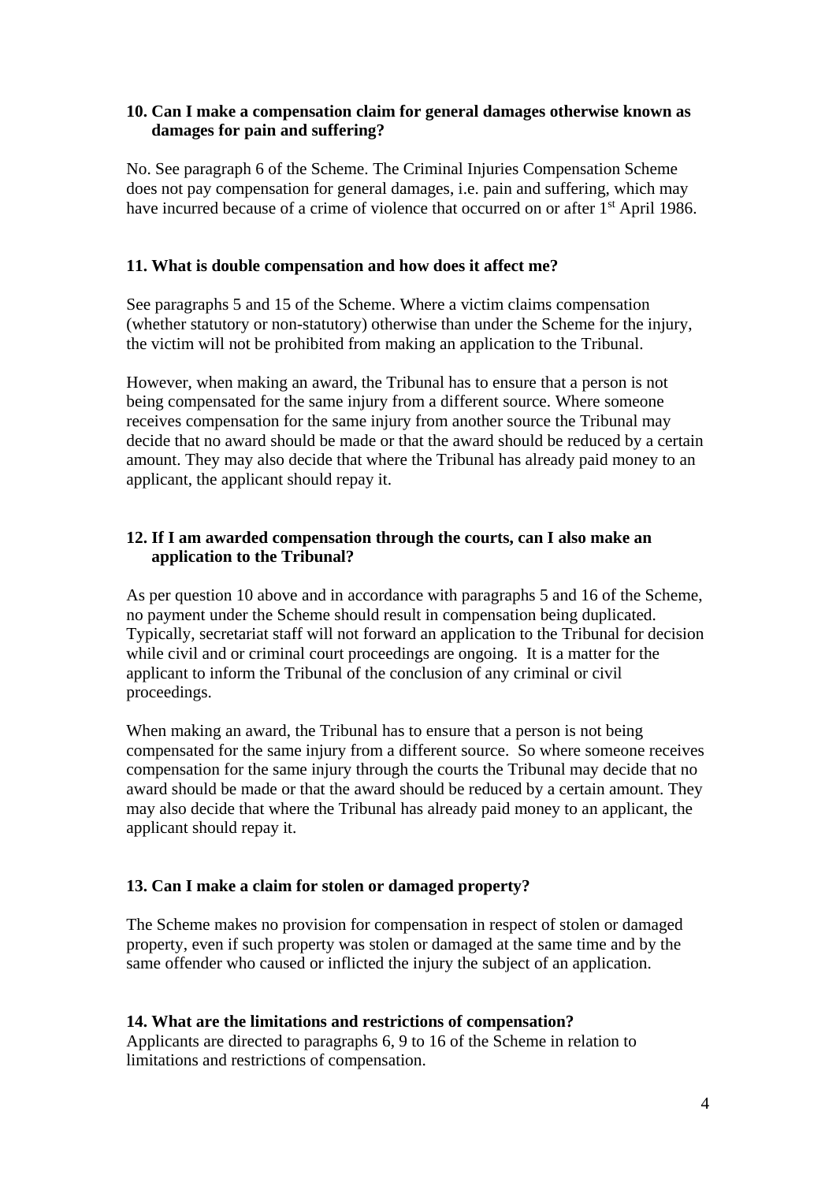**10. Can I make a compensation claim for general damages otherwise known as damages for pain and suffering?**

No. See paragraph 6 of the Scheme. The Criminal Injuries Compensation Scheme does not pay compensation for general damages, i.e. pain and suffering, which may have incurred because of a crime of violence that occurred on or after 1st April 1986.

**11. What is double compensation and how does it affect me?**

See paragraphs 5 and 15 of the Scheme. Where a victim claims compensation (whether statutory or non-statutory) otherwise than under the Scheme for the injury, the victim will not be prohibited from making an application to the Tribunal.

However, when making an award, the Tribunal has to ensure that a person is not being compensated for the same injury from a different source. Where someone receives compensation for the same injury from another source the Tribunal may decide that no award should be made or that the award should be reduced by a certain amount. They may also decide that where the Tribunal has already paid money to an applicant, the applicant should repay it.

**12. If I am awarded compensation through the courts, can I also make an application to the Tribunal?**

As per question 10 above and in accordance with paragraphs 5 and 16 of the Scheme, no payment under the Scheme should result in compensation being duplicated. Typically, secretariat staff will not forward an application to the Tribunal for decision while civil and or criminal court proceedings are ongoing. It is a matter for the applicant to inform the Tribunal of the conclusion of any criminal or civil proceedings.

When making an award, the Tribunal has to ensure that a person is not being compensated for the same injury from a different source. So where someone receives compensation for the same injury through the courts the Tribunal may decide that no award should be made or that the award should be reduced by a certain amount. They may also decide that where the Tribunal has already paid money to an applicant, the applicant should repay it.

**13. Can I make a claim for stolen or damaged property?**

The Scheme makes no provision for compensation in respect of stolen or damaged property, even if such property was stolen or damaged at the same time and by the same offender who caused or inflicted the injury the subject of an application.

**14. What are the limitations and restrictions of compensation?**

Applicants are directed to paragraphs 6, 9 to 16 of the Scheme in relation to limitations and restrictions of compensation.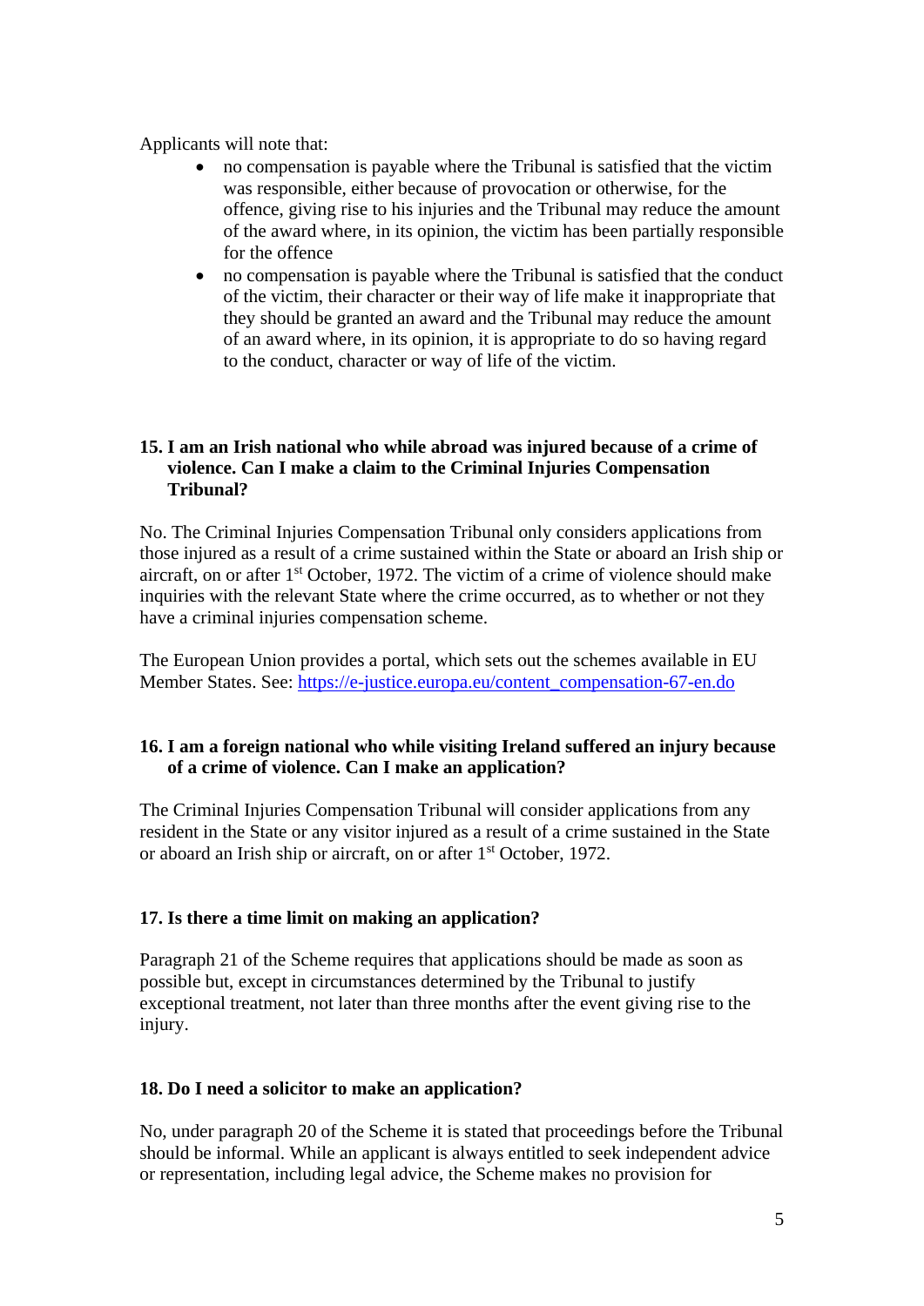Applicants will note that:

- no compensation is payable where the Tribunal is satisfied that the victim was responsible, either because of provocation or otherwise, for the offence, giving rise to his injuries and the Tribunal may reduce the amount of the award where, in its opinion, the victim has been partially responsible for the offence
- no compensation is payable where the Tribunal is satisfied that the conduct of the victim, their character or their way of life make it inappropriate that they should be granted an award and the Tribunal may reduce the amount of an award where, in its opinion, it is appropriate to do so having regard to the conduct, character or way of life of the victim.

### 15. I am an Irish national who while abroad was injured because of a crime of violence. Can I make a claim to the Criminal Injuries Compensation Tribunal?

No. The Criminal Injuries Compensation Tribunal only considers applications from those injured as a result of a crime sustained within the State or aboard an Irish ship or aircraft, on or after 1st October, 1972. The victim of a crime of violence should make inquiries with the relevant State where the crime occurred, as to whether or not they have a criminal injuries compensation scheme.

The European Union provides a portal, which sets out the schemes available in EU Member States. See: [https://e-justice.europa.eu/content_compensation-67-en.do](https://e-justice.europa.eu/content_compensation-67-en.do)

### 16. I am a foreign national who while visiting Ireland suffered an injury because of a crime of violence. Can I make an application?

The Criminal Injuries Compensation Tribunal will consider applications from any resident in the State or any visitor injured as a result of a crime sustained in the State or aboard an Irish ship or aircraft, on or after 1st October, 1972.

### 17. Is there a time limit on making an application?

Paragraph 21 of the Scheme requires that applications should be made as soon as possible but, except in circumstances determined by the Tribunal to justify exceptional treatment, not later than three months after the event giving rise to the injury.

### 18. Do I need a solicitor to make an application?

No, under paragraph 20 of the Scheme it is stated that proceedings before the Tribunal should be informal. While an applicant is always entitled to seek independent advice or representation, including legal advice, the Scheme makes no provision for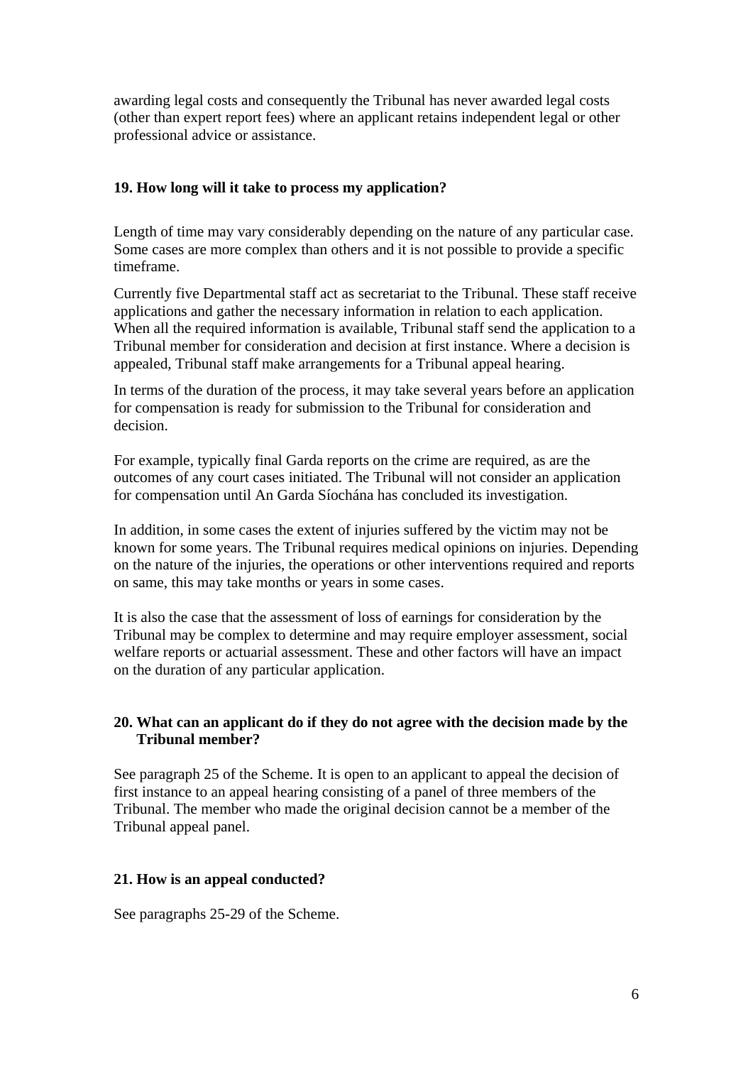awarding legal costs and consequently the Tribunal has never awarded legal costs (other than expert report fees) where an applicant retains independent legal or other professional advice or assistance.

**19. How long will it take to process my application?**

Length of time may vary considerably depending on the nature of any particular case. Some cases are more complex than others and it is not possible to provide a specific timeframe.

Currently five Departmental staff act as secretariat to the Tribunal. These staff receive applications and gather the necessary information in relation to each application. When all the required information is available, Tribunal staff send the application to a Tribunal member for consideration and decision at first instance. Where a decision is appealed, Tribunal staff make arrangements for a Tribunal appeal hearing.

In terms of the duration of the process, it may take several years before an application for compensation is ready for submission to the Tribunal for consideration and decision.

For example, typically final Garda reports on the crime are required, as are the outcomes of any court cases initiated. The Tribunal will not consider an application for compensation until An Garda Síochána has concluded its investigation.

In addition, in some cases the extent of injuries suffered by the victim may not be known for some years. The Tribunal requires medical opinions on injuries. Depending on the nature of the injuries, the operations or other interventions required and reports on same, this may take months or years in some cases.

It is also the case that the assessment of loss of earnings for consideration by the Tribunal may be complex to determine and may require employer assessment, social welfare reports or actuarial assessment. These and other factors will have an impact on the duration of any particular application.

**20. What can an applicant do if they do not agree with the decision made by the Tribunal member?**

See paragraph 25 of the Scheme. It is open to an applicant to appeal the decision of first instance to an appeal hearing consisting of a panel of three members of the Tribunal. The member who made the original decision cannot be a member of the Tribunal appeal panel.

**21. How is an appeal conducted?**

See paragraphs 25-29 of the Scheme.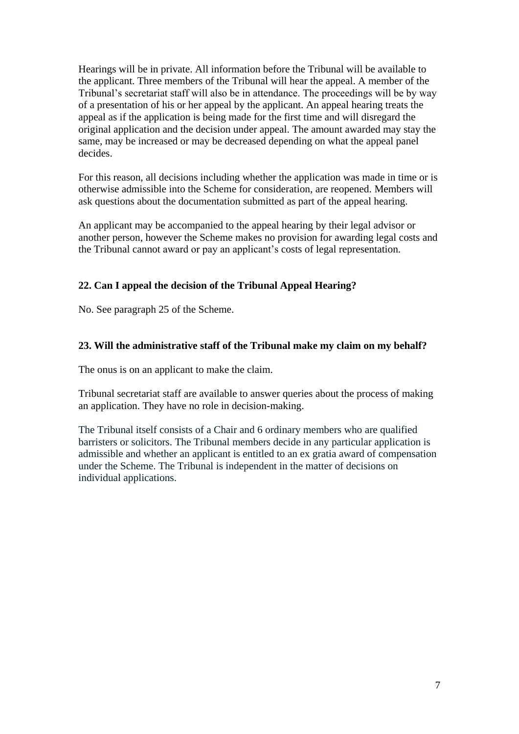Hearings will be in private. All information before the Tribunal will be available to the applicant. Three members of the Tribunal will hear the appeal. A member of the Tribunal's secretariat staff will also be in attendance. The proceedings will be by way of a presentation of his or her appeal by the applicant. An appeal hearing treats the appeal as if the application is being made for the first time and will disregard the original application and the decision under appeal. The amount awarded may stay the same, may be increased or may be decreased depending on what the appeal panel decides.

For this reason, all decisions including whether the application was made in time or is otherwise admissible into the Scheme for consideration, are reopened. Members will ask questions about the documentation submitted as part of the appeal hearing.

An applicant may be accompanied to the appeal hearing by their legal advisor or another person, however the Scheme makes no provision for awarding legal costs and the Tribunal cannot award or pay an applicant's costs of legal representation.

**22. Can I appeal the decision of the Tribunal Appeal Hearing?**

No. See paragraph 25 of the Scheme.

**23. Will the administrative staff of the Tribunal make my claim on my behalf?**

The onus is on an applicant to make the claim.

Tribunal secretariat staff are available to answer queries about the process of making an application. They have no role in decision-making.

The Tribunal itself consists of a Chair and 6 ordinary members who are qualified barristers or solicitors. The Tribunal members decide in any particular application is admissible and whether an applicant is entitled to an ex gratia award of compensation under the Scheme. The Tribunal is independent in the matter of decisions on individual applications.